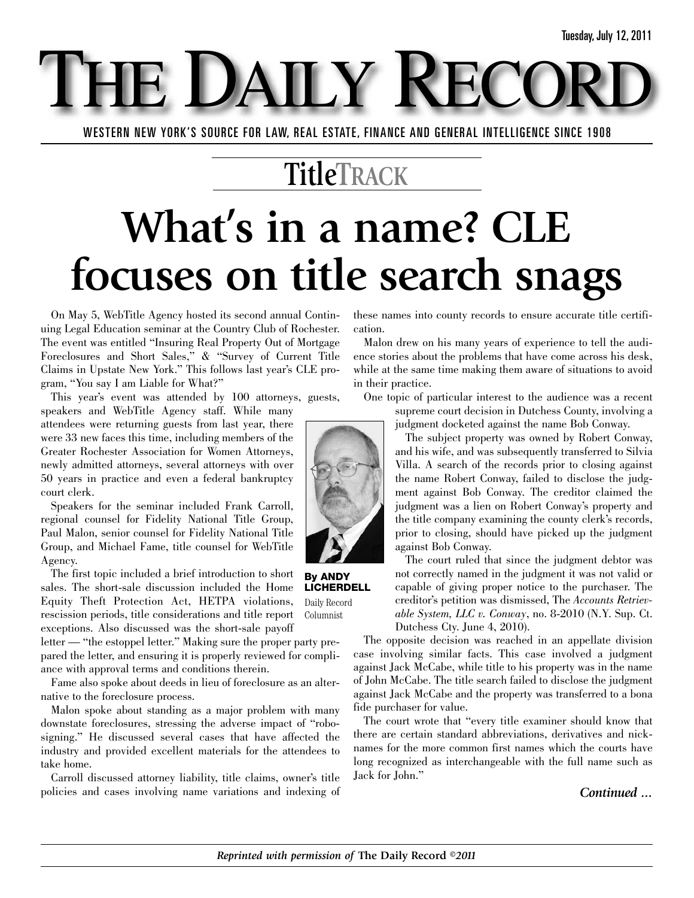Tuesday, July 12, 2011

# The Daily Record

WESTERN NEW YORK'S SOURCE FOR LAW, REAL ESTATE, FINANCE AND GENERAL INTELLIGENCE SINCE 1908

## TitleTRACK

# What's in a name? CLE focuses on title search snags

**By ANDY LICHERDELL**
Daily Record Columnist

On May 5, WebTitle Agency hosted its second annual Continuing Legal Education seminar at the Country Club of Rochester. The event was entitled "Insuring Real Property Out of Mortgage Foreclosures and Short Sales," & "Survey of Current Title Claims in Upstate New York." This follows last year's CLE program, "You say I am Liable for What?"

This year's event was attended by 100 attorneys, guests, speakers and WebTitle Agency staff. While many attendees were returning guests from last year, there were 33 new faces this time, including members of the Greater Rochester Association for Women Attorneys, newly admitted attorneys, several attorneys with over 50 years in practice and even a federal bankruptcy court clerk.

Speakers for the seminar included Frank Carroll, regional counsel for Fidelity National Title Group, Paul Malon, senior counsel for Fidelity National Title Group, and Michael Fame, title counsel for WebTitle Agency.

The first topic included a brief introduction to short sales. The short-sale discussion included the Home Equity Theft Protection Act, HETPA violations, rescission periods, title considerations and title report exceptions. Also discussed was the short-sale payoff letter — "the estoppel letter." Making sure the proper party prepared the letter, and ensuring it is properly reviewed for compliance with approval terms and conditions therein.

Fame also spoke about deeds in lieu of foreclosure as an alternative to the foreclosure process.

Malon spoke about standing as a major problem with many downstate foreclosures, stressing the adverse impact of "robo-signing." He discussed several cases that have affected the industry and provided excellent materials for the attendees to take home.

Carroll discussed attorney liability, title claims, owner's title policies and cases involving name variations and indexing of these names into county records to ensure accurate title certification.

Malon drew on his many years of experience to tell the audience stories about the problems that have come across his desk, while at the same time making them aware of situations to avoid in their practice.

One topic of particular interest to the audience was a recent supreme court decision in Dutchess County, involving a judgment docketed against the name Bob Conway.

The subject property was owned by Robert Conway, and his wife, and was subsequently transferred to Silvia Villa. A search of the records prior to closing against the name Robert Conway, failed to disclose the judgment against Bob Conway. The creditor claimed the judgment was a lien on Robert Conway's property and the title company examining the county clerk's records, prior to closing, should have picked up the judgment against Bob Conway.

The court ruled that since the judgment debtor was not correctly named in the judgment it was not valid or capable of giving proper notice to the purchaser. The creditor's petition was dismissed, The *Accounts Retrievable System, LLC v. Conway*, no. 8-2010 (N.Y. Sup. Ct. Dutchess Cty. June 4, 2010).

The opposite decision was reached in an appellate division case involving similar facts. This case involved a judgment against Jack McCabe, while title to his property was in the name of John McCabe. The title search failed to disclose the judgment against Jack McCabe and the property was transferred to a bona fide purchaser for value.

The court wrote that "every title examiner should know that there are certain standard abbreviations, derivatives and nicknames for the more common first names which the courts have long recognized as interchangeable with the full name such as Jack for John."

***Continued ...***

*Reprinted with permission of* **The Daily Record** *©2011*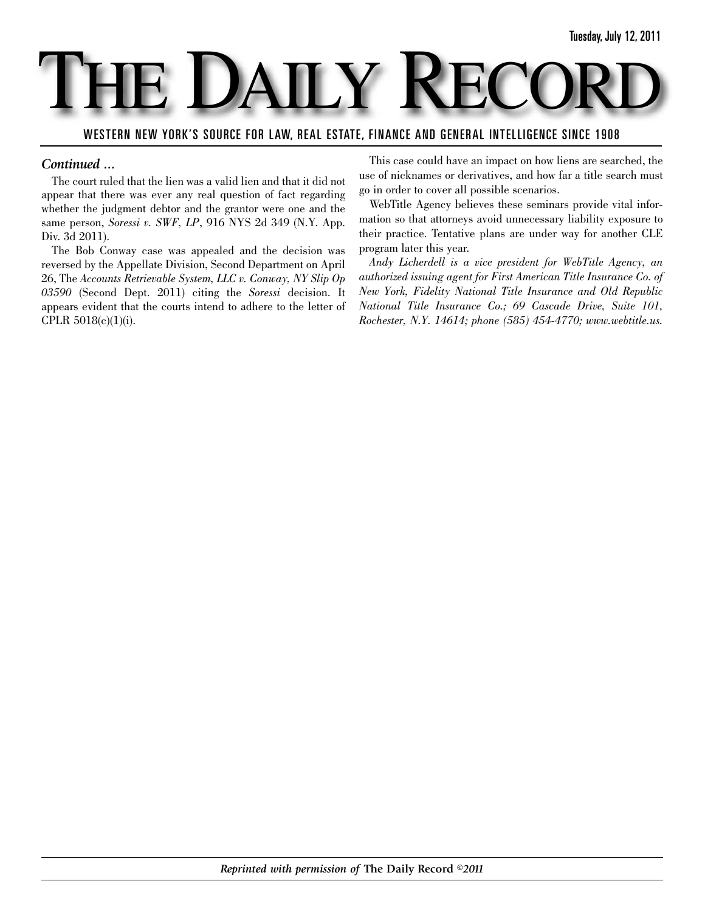*Continued ...*

The court ruled that the lien was a valid lien and that it did not appear that there was ever any real question of fact regarding whether the judgment debtor and the grantor were one and the same person, *Soressi v. SWF, LP*, 916 NYS 2d 349 (N.Y. App. Div. 3d 2011).

The Bob Conway case was appealed and the decision was reversed by the Appellate Division, Second Department on April 26, The *Accounts Retrievable System, LLC v. Conway, NY Slip Op 03590* (Second Dept. 2011) citing the *Soressi* decision. It appears evident that the courts intend to adhere to the letter of CPLR 5018(c)(1)(i).

This case could have an impact on how liens are searched, the use of nicknames or derivatives, and how far a title search must go in order to cover all possible scenarios.

WebTitle Agency believes these seminars provide vital information so that attorneys avoid unnecessary liability exposure to their practice. Tentative plans are under way for another CLE program later this year.

*Andy Licherdell is a vice president for WebTitle Agency, an authorized issuing agent for First American Title Insurance Co. of New York, Fidelity National Title Insurance and Old Republic National Title Insurance Co.; 69 Cascade Drive, Suite 101, Rochester, N.Y. 14614; phone (585) 454-4770; www.webtitle.us.*

*Reprinted with permission of* **The Daily Record** *©2011*